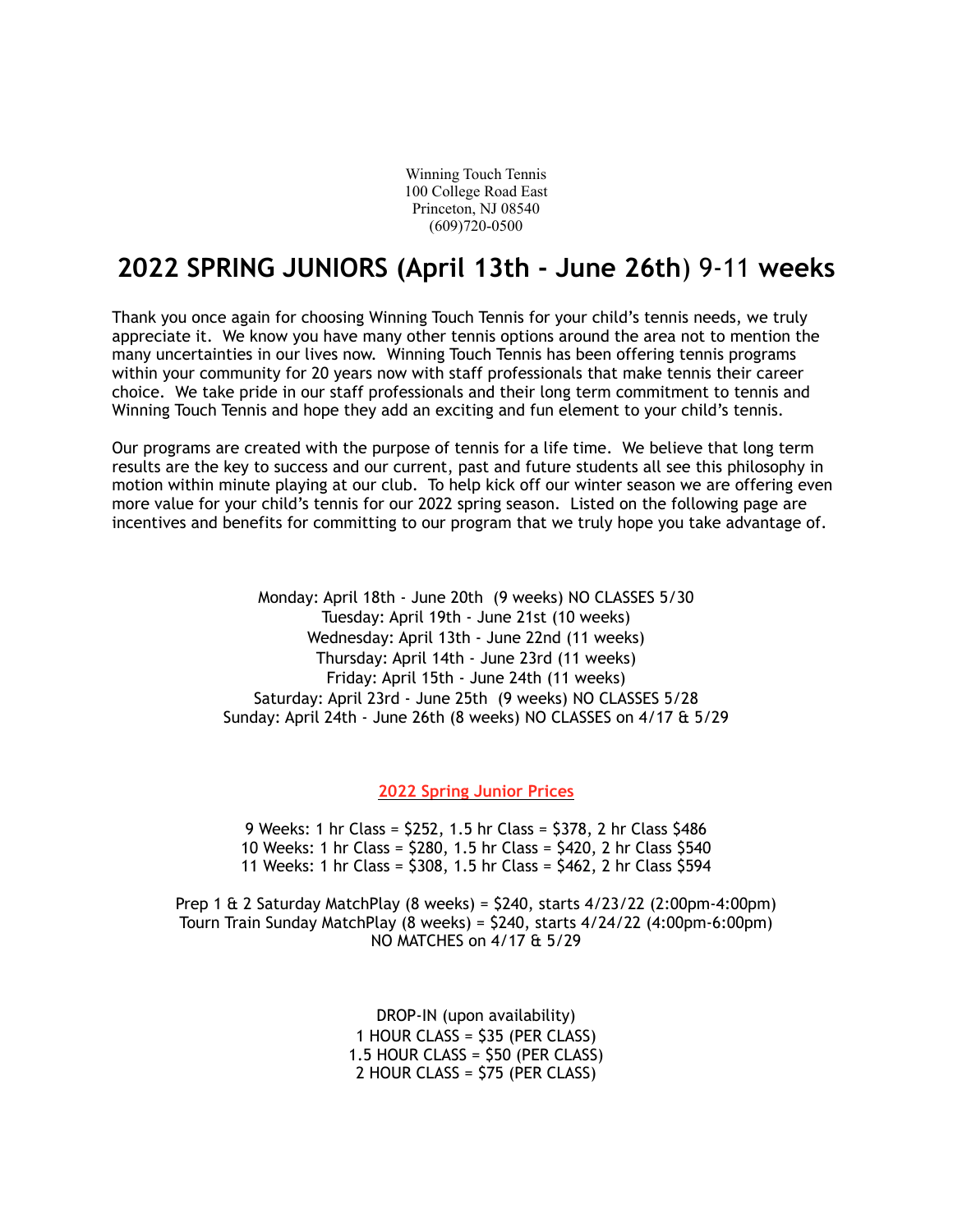Winning Touch Tennis
100 College Road East
Princeton, NJ 08540
(609)720-0500

# 2022 SPRING JUNIORS (April 13th - June 26th) 9-11 weeks

Thank you once again for choosing Winning Touch Tennis for your child's tennis needs, we truly appreciate it. We know you have many other tennis options around the area not to mention the many uncertainties in our lives now. Winning Touch Tennis has been offering tennis programs within your community for 20 years now with staff professionals that make tennis their career choice. We take pride in our staff professionals and their long term commitment to tennis and Winning Touch Tennis and hope they add an exciting and fun element to your child's tennis.

Our programs are created with the purpose of tennis for a life time. We believe that long term results are the key to success and our current, past and future students all see this philosophy in motion within minute playing at our club. To help kick off our winter season we are offering even more value for your child's tennis for our 2022 spring season. Listed on the following page are incentives and benefits for committing to our program that we truly hope you take advantage of.

Monday: April 18th - June 20th (9 weeks) NO CLASSES 5/30
Tuesday: April 19th - June 21st (10 weeks)
Wednesday: April 13th - June 22nd (11 weeks)
Thursday: April 14th - June 23rd (11 weeks)
Friday: April 15th - June 24th (11 weeks)
Saturday: April 23rd - June 25th (9 weeks) NO CLASSES 5/28
Sunday: April 24th - June 26th (8 weeks) NO CLASSES on 4/17 & 5/29

**2022 Spring Junior Prices**

9 Weeks: 1 hr Class = $252, 1.5 hr Class = $378, 2 hr Class $486
10 Weeks: 1 hr Class = $280, 1.5 hr Class = $420, 2 hr Class $540
11 Weeks: 1 hr Class = $308, 1.5 hr Class = $462, 2 hr Class $594

Prep 1 & 2 Saturday MatchPlay (8 weeks) = $240, starts 4/23/22 (2:00pm-4:00pm)
Tourn Train Sunday MatchPlay (8 weeks) = $240, starts 4/24/22 (4:00pm-6:00pm)
NO MATCHES on 4/17 & 5/29

DROP-IN (upon availability)
1 HOUR CLASS = $35 (PER CLASS)
1.5 HOUR CLASS = $50 (PER CLASS)
2 HOUR CLASS = $75 (PER CLASS)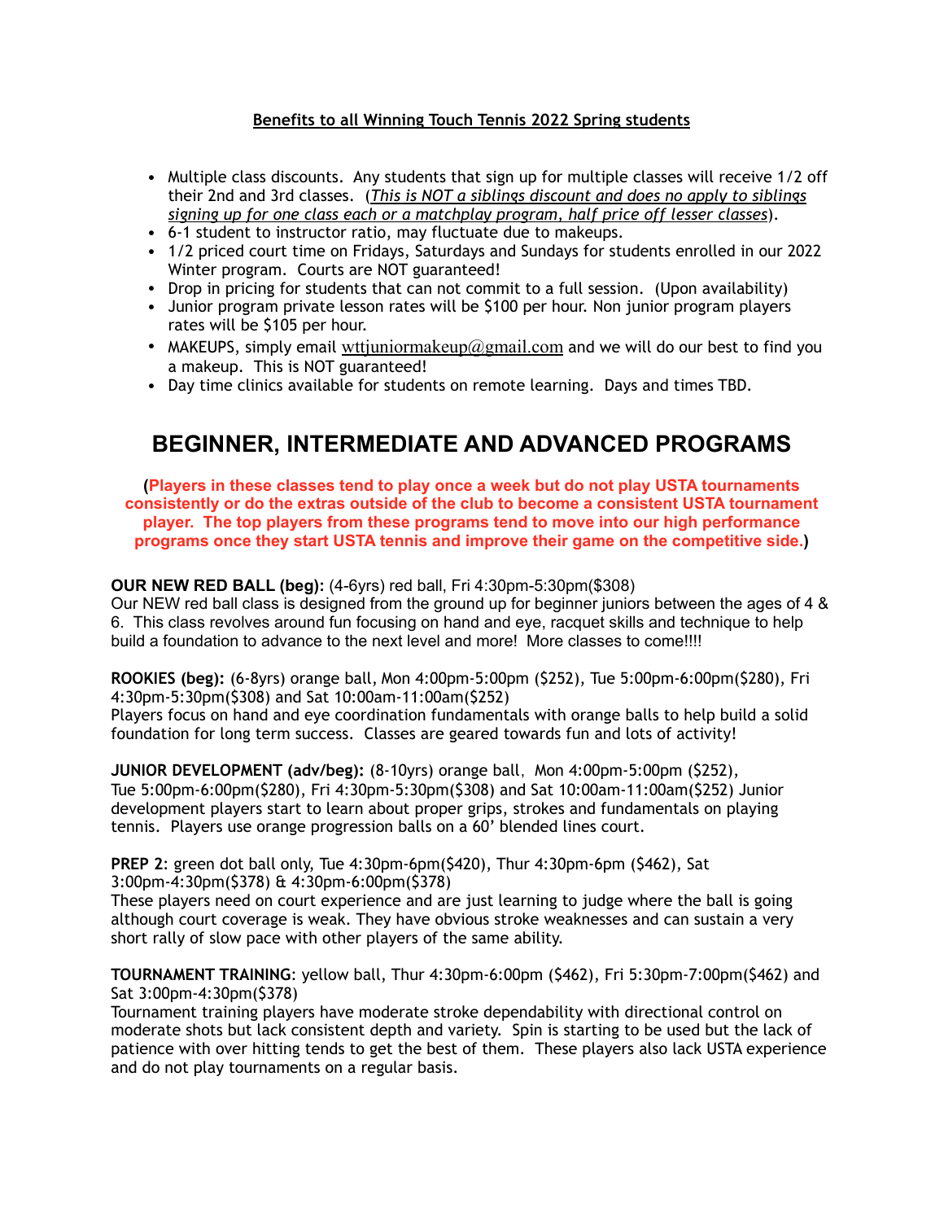**Benefits to all Winning Touch Tennis 2022 Spring students**

- Multiple class discounts. Any students that sign up for multiple classes will receive 1/2 off their 2nd and 3rd classes. (*This is NOT a siblings discount and does no apply to siblings signing up for one class each or a matchplay program, half price off lesser classes*).
- 6-1 student to instructor ratio, may fluctuate due to makeups.
- 1/2 priced court time on Fridays, Saturdays and Sundays for students enrolled in our 2022 Winter program. Courts are NOT guaranteed!
- Drop in pricing for students that can not commit to a full session. (Upon availability)
- Junior program private lesson rates will be $100 per hour. Non junior program players rates will be $105 per hour.
- MAKEUPS, simply email wttjuniormakeup@gmail.com and we will do our best to find you a makeup. This is NOT guaranteed!
- Day time clinics available for students on remote learning. Days and times TBD.

# BEGINNER, INTERMEDIATE AND ADVANCED PROGRAMS

**(Players in these classes tend to play once a week but do not play USTA tournaments consistently or do the extras outside of the club to become a consistent USTA tournament player. The top players from these programs tend to move into our high performance programs once they start USTA tennis and improve their game on the competitive side.)**

**OUR NEW RED BALL (beg):** (4-6yrs) red ball, Fri 4:30pm-5:30pm($308)
Our NEW red ball class is designed from the ground up for beginner juniors between the ages of 4 & 6. This class revolves around fun focusing on hand and eye, racquet skills and technique to help build a foundation to advance to the next level and more! More classes to come!!!!

**ROOKIES (beg):** (6-8yrs) orange ball, Mon 4:00pm-5:00pm ($252), Tue 5:00pm-6:00pm($280), Fri 4:30pm-5:30pm($308) and Sat 10:00am-11:00am($252)
Players focus on hand and eye coordination fundamentals with orange balls to help build a solid foundation for long term success. Classes are geared towards fun and lots of activity!

**JUNIOR DEVELOPMENT (adv/beg):** (8-10yrs) orange ball, Mon 4:00pm-5:00pm ($252), Tue 5:00pm-6:00pm($280), Fri 4:30pm-5:30pm($308) and Sat 10:00am-11:00am($252) Junior development players start to learn about proper grips, strokes and fundamentals on playing tennis. Players use orange progression balls on a 60' blended lines court.

**PREP 2**: green dot ball only, Tue 4:30pm-6pm($420), Thur 4:30pm-6pm ($462), Sat 3:00pm-4:30pm($378) & 4:30pm-6:00pm($378)
These players need on court experience and are just learning to judge where the ball is going although court coverage is weak. They have obvious stroke weaknesses and can sustain a very short rally of slow pace with other players of the same ability.

**TOURNAMENT TRAINING**: yellow ball, Thur 4:30pm-6:00pm ($462), Fri 5:30pm-7:00pm($462) and Sat 3:00pm-4:30pm($378)
Tournament training players have moderate stroke dependability with directional control on moderate shots but lack consistent depth and variety. Spin is starting to be used but the lack of patience with over hitting tends to get the best of them. These players also lack USTA experience and do not play tournaments on a regular basis.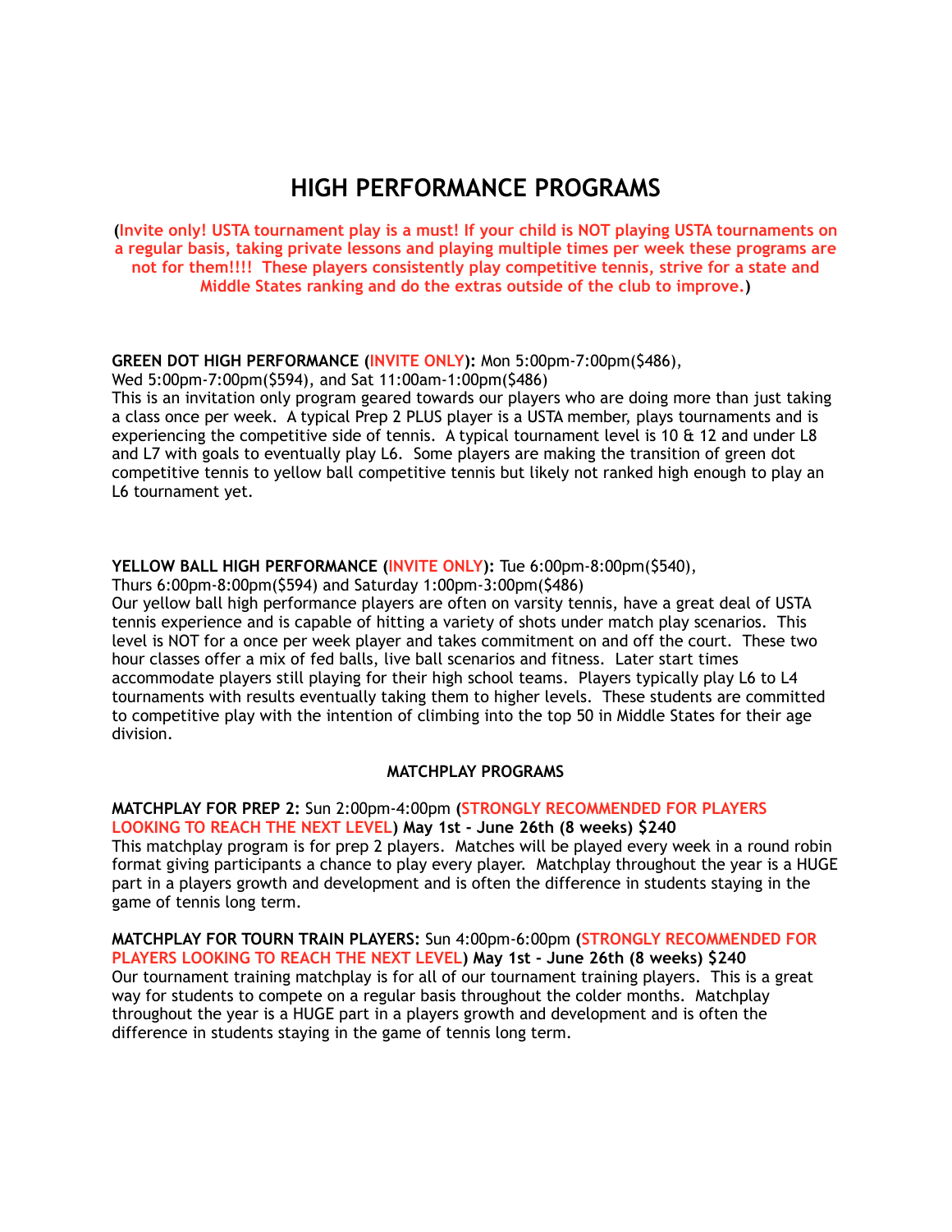# HIGH PERFORMANCE PROGRAMS

**(Invite only! USTA tournament play is a must! If your child is NOT playing USTA tournaments on a regular basis, taking private lessons and playing multiple times per week these programs are not for them!!!! These players consistently play competitive tennis, strive for a state and Middle States ranking and do the extras outside of the club to improve.)**

**GREEN DOT HIGH PERFORMANCE (INVITE ONLY):** Mon 5:00pm-7:00pm($486), Wed 5:00pm-7:00pm($594), and Sat 11:00am-1:00pm($486)
This is an invitation only program geared towards our players who are doing more than just taking a class once per week. A typical Prep 2 PLUS player is a USTA member, plays tournaments and is experiencing the competitive side of tennis. A typical tournament level is 10 & 12 and under L8 and L7 with goals to eventually play L6. Some players are making the transition of green dot competitive tennis to yellow ball competitive tennis but likely not ranked high enough to play an L6 tournament yet.

**YELLOW BALL HIGH PERFORMANCE (INVITE ONLY):** Tue 6:00pm-8:00pm($540), Thurs 6:00pm-8:00pm($594) and Saturday 1:00pm-3:00pm($486)
Our yellow ball high performance players are often on varsity tennis, have a great deal of USTA tennis experience and is capable of hitting a variety of shots under match play scenarios. This level is NOT for a once per week player and takes commitment on and off the court. These two hour classes offer a mix of fed balls, live ball scenarios and fitness. Later start times accommodate players still playing for their high school teams. Players typically play L6 to L4 tournaments with results eventually taking them to higher levels. These students are committed to competitive play with the intention of climbing into the top 50 in Middle States for their age division.

## MATCHPLAY PROGRAMS

**MATCHPLAY FOR PREP 2:** Sun 2:00pm-4:00pm **(STRONGLY RECOMMENDED FOR PLAYERS LOOKING TO REACH THE NEXT LEVEL) May 1st - June 26th (8 weeks) $240**
This matchplay program is for prep 2 players. Matches will be played every week in a round robin format giving participants a chance to play every player. Matchplay throughout the year is a HUGE part in a players growth and development and is often the difference in students staying in the game of tennis long term.

**MATCHPLAY FOR TOURN TRAIN PLAYERS:** Sun 4:00pm-6:00pm **(STRONGLY RECOMMENDED FOR PLAYERS LOOKING TO REACH THE NEXT LEVEL) May 1st - June 26th (8 weeks) $240**
Our tournament training matchplay is for all of our tournament training players. This is a great way for students to compete on a regular basis throughout the colder months. Matchplay throughout the year is a HUGE part in a players growth and development and is often the difference in students staying in the game of tennis long term.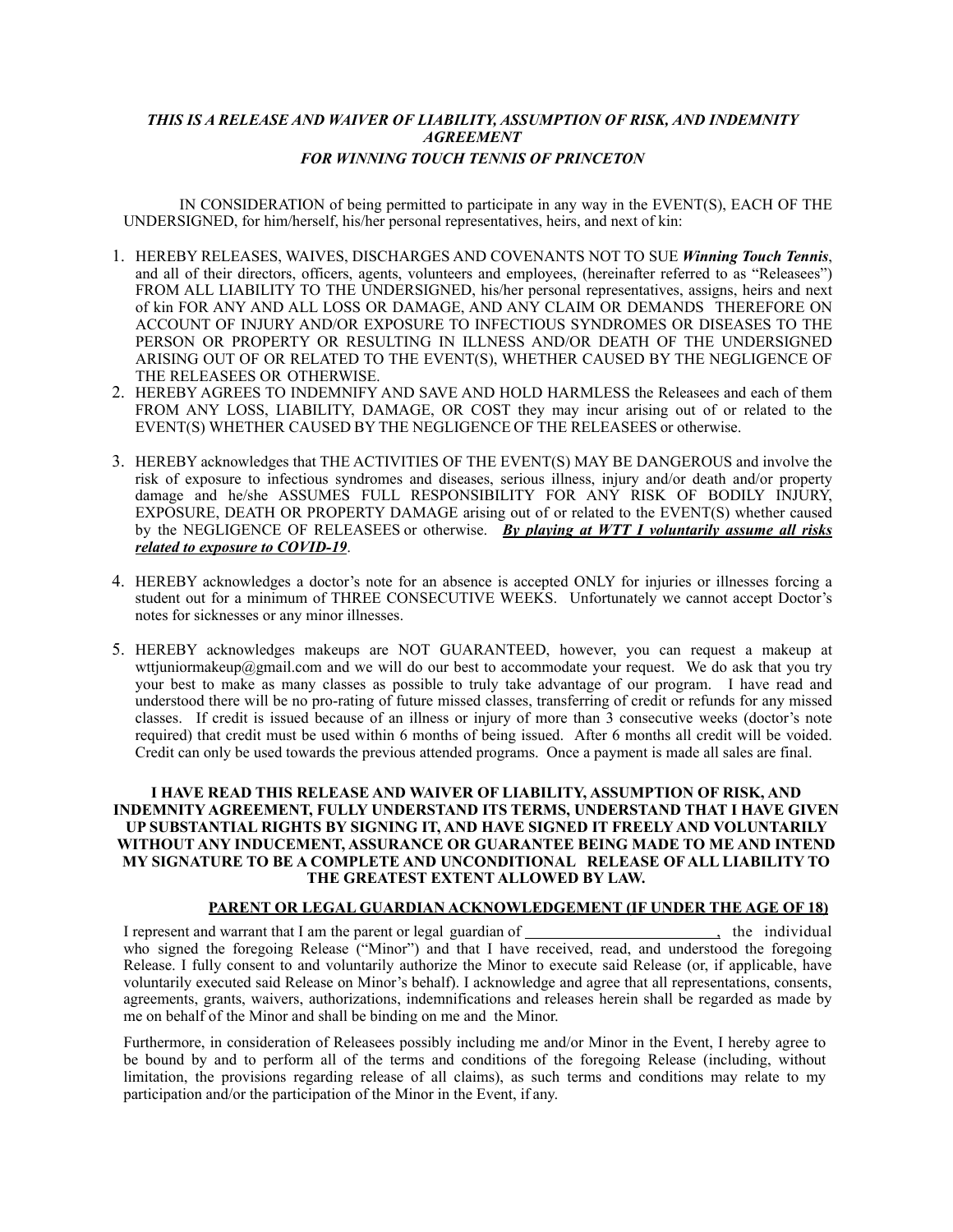***THIS IS A RELEASE AND WAIVER OF LIABILITY, ASSUMPTION OF RISK, AND INDEMNITY AGREEMENT***
***FOR WINNING TOUCH TENNIS OF PRINCETON***

IN CONSIDERATION of being permitted to participate in any way in the EVENT(S), EACH OF THE UNDERSIGNED, for him/herself, his/her personal representatives, heirs, and next of kin:

1. HEREBY RELEASES, WAIVES, DISCHARGES AND COVENANTS NOT TO SUE ***Winning Touch Tennis***, and all of their directors, officers, agents, volunteers and employees, (hereinafter referred to as "Releasees") FROM ALL LIABILITY TO THE UNDERSIGNED, his/her personal representatives, assigns, heirs and next of kin FOR ANY AND ALL LOSS OR DAMAGE, AND ANY CLAIM OR DEMANDS THEREFORE ON ACCOUNT OF INJURY AND/OR EXPOSURE TO INFECTIOUS SYNDROMES OR DISEASES TO THE PERSON OR PROPERTY OR RESULTING IN ILLNESS AND/OR DEATH OF THE UNDERSIGNED ARISING OUT OF OR RELATED TO THE EVENT(S), WHETHER CAUSED BY THE NEGLIGENCE OF THE RELEASEES OR OTHERWISE.
2. HEREBY AGREES TO INDEMNIFY AND SAVE AND HOLD HARMLESS the Releasees and each of them FROM ANY LOSS, LIABILITY, DAMAGE, OR COST they may incur arising out of or related to the EVENT(S) WHETHER CAUSED BY THE NEGLIGENCE OF THE RELEASEES or otherwise.
3. HEREBY acknowledges that THE ACTIVITIES OF THE EVENT(S) MAY BE DANGEROUS and involve the risk of exposure to infectious syndromes and diseases, serious illness, injury and/or death and/or property damage and he/she ASSUMES FULL RESPONSIBILITY FOR ANY RISK OF BODILY INJURY, EXPOSURE, DEATH OR PROPERTY DAMAGE arising out of or related to the EVENT(S) whether caused by the NEGLIGENCE OF RELEASEES or otherwise. ***By playing at WTT I voluntarily assume all risks related to exposure to COVID-19***.
4. HEREBY acknowledges a doctor's note for an absence is accepted ONLY for injuries or illnesses forcing a student out for a minimum of THREE CONSECUTIVE WEEKS. Unfortunately we cannot accept Doctor's notes for sicknesses or any minor illnesses.
5. HEREBY acknowledges makeups are NOT GUARANTEED, however, you can request a makeup at wttjuniormakeup@gmail.com and we will do our best to accommodate your request. We do ask that you try your best to make as many classes as possible to truly take advantage of our program. I have read and understood there will be no pro-rating of future missed classes, transferring of credit or refunds for any missed classes. If credit is issued because of an illness or injury of more than 3 consecutive weeks (doctor's note required) that credit must be used within 6 months of being issued. After 6 months all credit will be voided. Credit can only be used towards the previous attended programs. Once a payment is made all sales are final.

**I HAVE READ THIS RELEASE AND WAIVER OF LIABILITY, ASSUMPTION OF RISK, AND INDEMNITY AGREEMENT, FULLY UNDERSTAND ITS TERMS, UNDERSTAND THAT I HAVE GIVEN UP SUBSTANTIAL RIGHTS BY SIGNING IT, AND HAVE SIGNED IT FREELY AND VOLUNTARILY WITHOUT ANY INDUCEMENT, ASSURANCE OR GUARANTEE BEING MADE TO ME AND INTEND MY SIGNATURE TO BE A COMPLETE AND UNCONDITIONAL RELEASE OF ALL LIABILITY TO THE GREATEST EXTENT ALLOWED BY LAW.**

**PARENT OR LEGAL GUARDIAN ACKNOWLEDGEMENT (IF UNDER THE AGE OF 18)**

I represent and warrant that I am the parent or legal guardian of \_\_\_\_\_\_\_\_\_\_\_\_\_\_\_\_\_\_\_\_\_\_\_\_\_\_, the individual who signed the foregoing Release ("Minor") and that I have received, read, and understood the foregoing Release. I fully consent to and voluntarily authorize the Minor to execute said Release (or, if applicable, have voluntarily executed said Release on Minor's behalf). I acknowledge and agree that all representations, consents, agreements, grants, waivers, authorizations, indemnifications and releases herein shall be regarded as made by me on behalf of the Minor and shall be binding on me and the Minor.

Furthermore, in consideration of Releasees possibly including me and/or Minor in the Event, I hereby agree to be bound by and to perform all of the terms and conditions of the foregoing Release (including, without limitation, the provisions regarding release of all claims), as such terms and conditions may relate to my participation and/or the participation of the Minor in the Event, if any.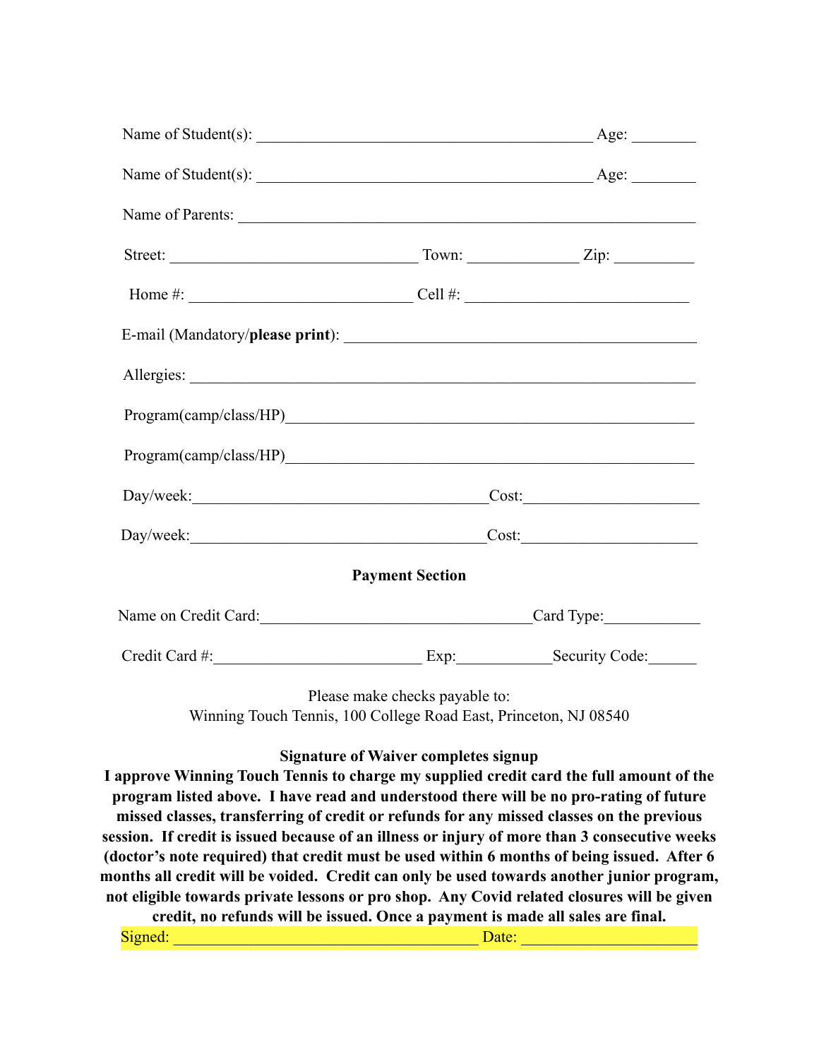Name of Student(s): ____________________________________________ Age: ________

Name of Student(s): ____________________________________________ Age: ________

Name of Parents: ____________________________________________________________

Street: ________________________________ Town: ______________ Zip: __________

Home #: _____________________________ Cell #: ____________________________

E-mail (Mandatory/**please print**): _____________________________________________

Allergies: _______________________________________________________________

Program(camp/class/HP)_____________________________________________________

Program(camp/class/HP)_____________________________________________________

Day/week:_____________________________________Cost:______________________

Day/week:_____________________________________Cost:______________________

**Payment Section**

Name on Credit Card:___________________________________Card Type:____________

Credit Card #:___________________________ Exp:____________Security Code:______

Please make checks payable to:
Winning Touch Tennis, 100 College Road East, Princeton, NJ 08540

**Signature of Waiver completes signup**

**I approve Winning Touch Tennis to charge my supplied credit card the full amount of the program listed above. I have read and understood there will be no pro-rating of future missed classes, transferring of credit or refunds for any missed classes on the previous session. If credit is issued because of an illness or injury of more than 3 consecutive weeks (doctor's note required) that credit must be used within 6 months of being issued. After 6 months all credit will be voided. Credit can only be used towards another junior program, not eligible towards private lessons or pro shop. Any Covid related closures will be given credit, no refunds will be issued. Once a payment is made all sales are final.**

Signed: ________________________________________ Date: ______________________